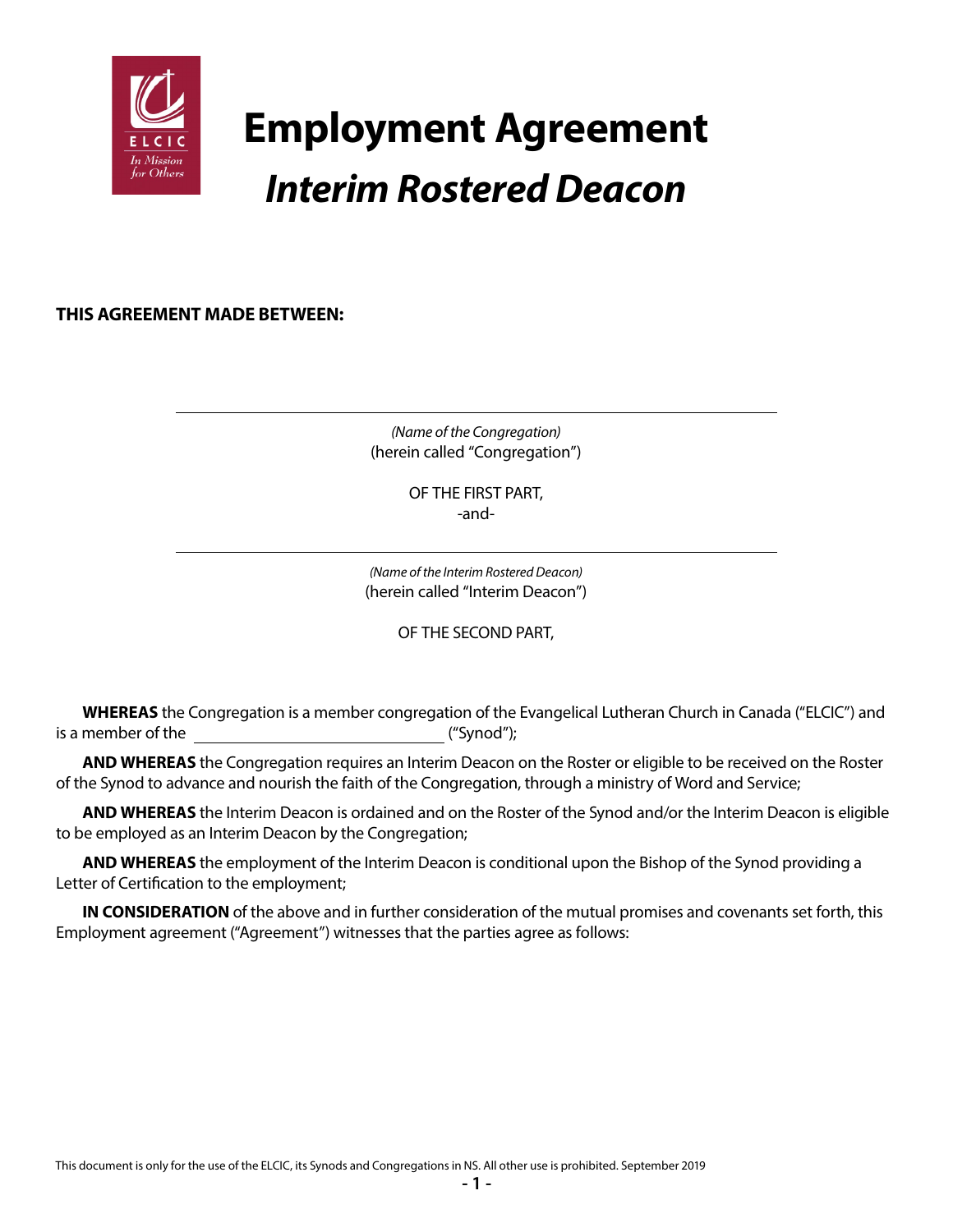# Employment Agreement

## *Interim Rostered Deacon*

**THIS AGREEMENT MADE BETWEEN:**

\_\_\_\_\_\_\_\_\_\_\_\_\_\_\_\_\_\_\_\_\_\_\_\_\_\_\_\_\_\_\_\_\_\_\_\_\_\_\_\_

*(Name of the Congregation)*
(herein called "Congregation")

OF THE FIRST PART,
-and-

\_\_\_\_\_\_\_\_\_\_\_\_\_\_\_\_\_\_\_\_\_\_\_\_\_\_\_\_\_\_\_\_\_\_\_\_\_\_\_\_

*(Name of the Interim Rostered Deacon)*
(herein called "Interim Deacon")

OF THE SECOND PART,

**WHEREAS** the Congregation is a member congregation of the Evangelical Lutheran Church in Canada ("ELCIC") and is a member of the \_\_\_\_\_\_\_\_\_\_\_\_\_\_\_\_\_\_\_\_\_\_\_\_\_\_\_\_ ("Synod");

**AND WHEREAS** the Congregation requires an Interim Deacon on the Roster or eligible to be received on the Roster of the Synod to advance and nourish the faith of the Congregation, through a ministry of Word and Service;

**AND WHEREAS** the Interim Deacon is ordained and on the Roster of the Synod and/or the Interim Deacon is eligible to be employed as an Interim Deacon by the Congregation;

**AND WHEREAS** the employment of the Interim Deacon is conditional upon the Bishop of the Synod providing a Letter of Certification to the employment;

**IN CONSIDERATION** of the above and in further consideration of the mutual promises and covenants set forth, this Employment agreement ("Agreement") witnesses that the parties agree as follows:

This document is only for the use of the ELCIC, its Synods and Congregations in NS. All other use is prohibited. September 2019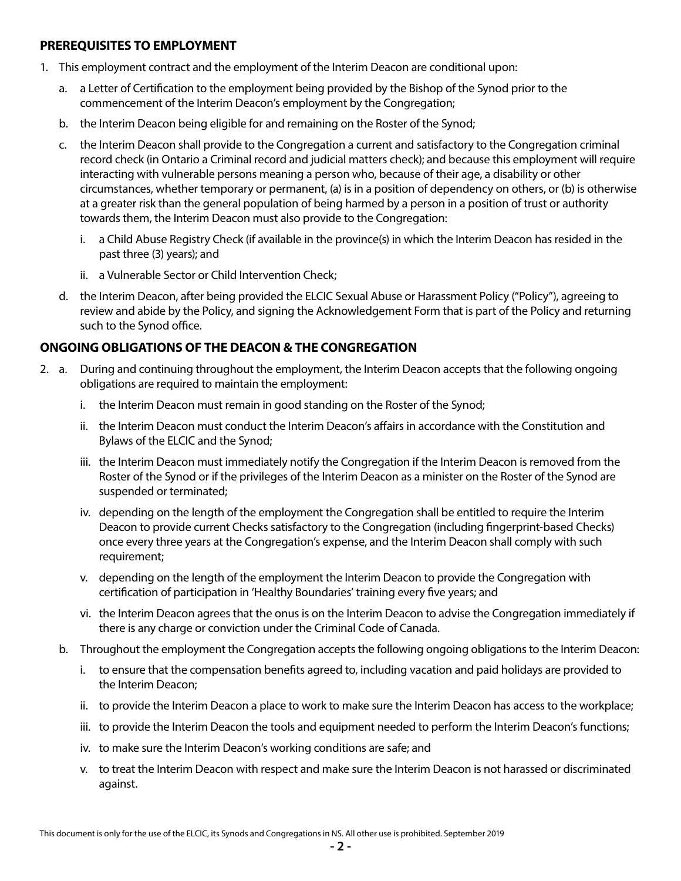## PREREQUISITES TO EMPLOYMENT

1. This employment contract and the employment of the Interim Deacon are conditional upon:
   a. a Letter of Certification to the employment being provided by the Bishop of the Synod prior to the commencement of the Interim Deacon's employment by the Congregation;
   b. the Interim Deacon being eligible for and remaining on the Roster of the Synod;
   c. the Interim Deacon shall provide to the Congregation a current and satisfactory to the Congregation criminal record check (in Ontario a Criminal record and judicial matters check); and because this employment will require interacting with vulnerable persons meaning a person who, because of their age, a disability or other circumstances, whether temporary or permanent, (a) is in a position of dependency on others, or (b) is otherwise at a greater risk than the general population of being harmed by a person in a position of trust or authority towards them, the Interim Deacon must also provide to the Congregation:
      i. a Child Abuse Registry Check (if available in the province(s) in which the Interim Deacon has resided in the past three (3) years); and
      ii. a Vulnerable Sector or Child Intervention Check;
   d. the Interim Deacon, after being provided the ELCIC Sexual Abuse or Harassment Policy ("Policy"), agreeing to review and abide by the Policy, and signing the Acknowledgement Form that is part of the Policy and returning such to the Synod office.

## ONGOING OBLIGATIONS OF THE DEACON & THE CONGREGATION

2. a. During and continuing throughout the employment, the Interim Deacon accepts that the following ongoing obligations are required to maintain the employment:
      i. the Interim Deacon must remain in good standing on the Roster of the Synod;
      ii. the Interim Deacon must conduct the Interim Deacon's affairs in accordance with the Constitution and Bylaws of the ELCIC and the Synod;
      iii. the Interim Deacon must immediately notify the Congregation if the Interim Deacon is removed from the Roster of the Synod or if the privileges of the Interim Deacon as a minister on the Roster of the Synod are suspended or terminated;
      iv. depending on the length of the employment the Congregation shall be entitled to require the Interim Deacon to provide current Checks satisfactory to the Congregation (including fingerprint-based Checks) once every three years at the Congregation's expense, and the Interim Deacon shall comply with such requirement;
      v. depending on the length of the employment the Interim Deacon to provide the Congregation with certification of participation in 'Healthy Boundaries' training every five years; and
      vi. the Interim Deacon agrees that the onus is on the Interim Deacon to advise the Congregation immediately if there is any charge or conviction under the Criminal Code of Canada.

   b. Throughout the employment the Congregation accepts the following ongoing obligations to the Interim Deacon:
      i. to ensure that the compensation benefits agreed to, including vacation and paid holidays are provided to the Interim Deacon;
      ii. to provide the Interim Deacon a place to work to make sure the Interim Deacon has access to the workplace;
      iii. to provide the Interim Deacon the tools and equipment needed to perform the Interim Deacon's functions;
      iv. to make sure the Interim Deacon's working conditions are safe; and
      v. to treat the Interim Deacon with respect and make sure the Interim Deacon is not harassed or discriminated against.

This document is only for the use of the ELCIC, its Synods and Congregations in NS. All other use is prohibited. September 2019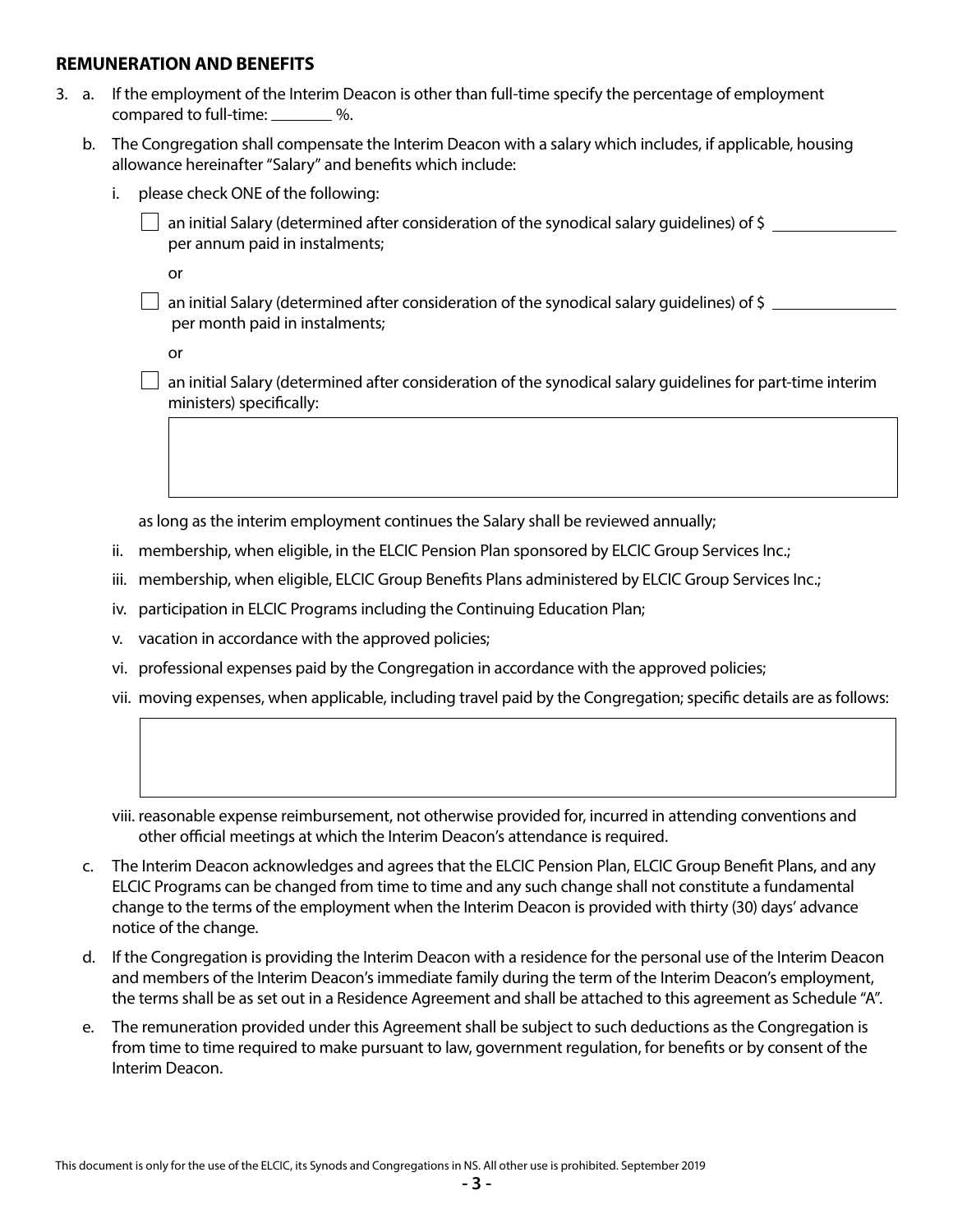## REMUNERATION AND BENEFITS

3. a. If the employment of the Interim Deacon is other than full-time specify the percentage of employment compared to full-time: ________ %.

   b. The Congregation shall compensate the Interim Deacon with a salary which includes, if applicable, housing allowance hereinafter "Salary" and benefits which include:

      i. please check ONE of the following:

         ☐ an initial Salary (determined after consideration of the synodical salary guidelines) of $ _______________ per annum paid in instalments;

         or

         ☐ an initial Salary (determined after consideration of the synodical salary guidelines) of $ _______________ per month paid in instalments;

         or

         ☐ an initial Salary (determined after consideration of the synodical salary guidelines for part-time interim ministers) specifically:

         | |
         |---|
         | |

         as long as the interim employment continues the Salary shall be reviewed annually;

      ii. membership, when eligible, in the ELCIC Pension Plan sponsored by ELCIC Group Services Inc.;

      iii. membership, when eligible, ELCIC Group Benefits Plans administered by ELCIC Group Services Inc.;

      iv. participation in ELCIC Programs including the Continuing Education Plan;

      v. vacation in accordance with the approved policies;

      vi. professional expenses paid by the Congregation in accordance with the approved policies;

      vii. moving expenses, when applicable, including travel paid by the Congregation; specific details are as follows:

         | |
         |---|
         | |

      viii. reasonable expense reimbursement, not otherwise provided for, incurred in attending conventions and other official meetings at which the Interim Deacon's attendance is required.

   c. The Interim Deacon acknowledges and agrees that the ELCIC Pension Plan, ELCIC Group Benefit Plans, and any ELCIC Programs can be changed from time to time and any such change shall not constitute a fundamental change to the terms of the employment when the Interim Deacon is provided with thirty (30) days' advance notice of the change.

   d. If the Congregation is providing the Interim Deacon with a residence for the personal use of the Interim Deacon and members of the Interim Deacon's immediate family during the term of the Interim Deacon's employment, the terms shall be as set out in a Residence Agreement and shall be attached to this agreement as Schedule "A".

   e. The remuneration provided under this Agreement shall be subject to such deductions as the Congregation is from time to time required to make pursuant to law, government regulation, for benefits or by consent of the Interim Deacon.

This document is only for the use of the ELCIC, its Synods and Congregations in NS. All other use is prohibited. September 2019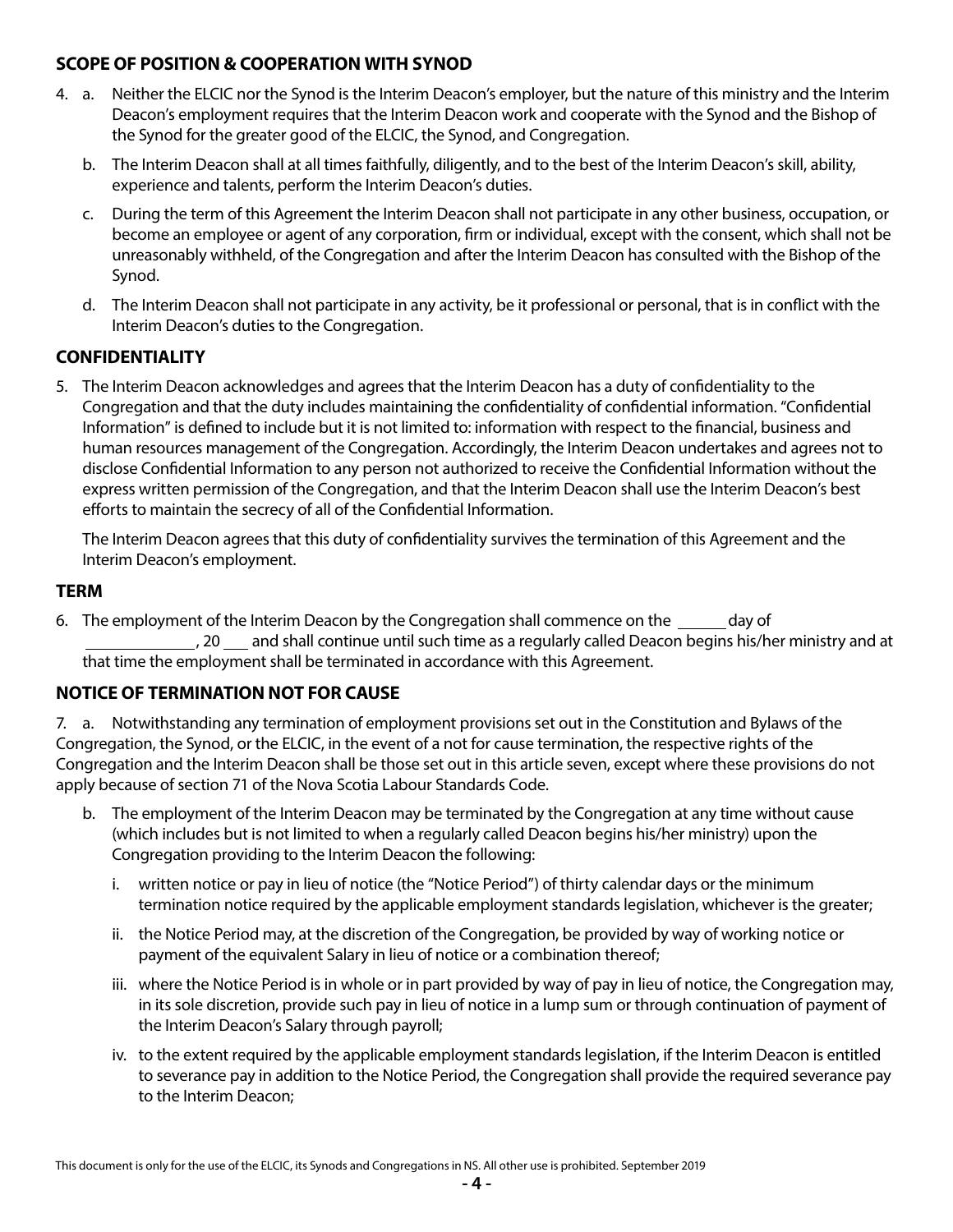## SCOPE OF POSITION & COOPERATION WITH SYNOD

4. a. Neither the ELCIC nor the Synod is the Interim Deacon's employer, but the nature of this ministry and the Interim Deacon's employment requires that the Interim Deacon work and cooperate with the Synod and the Bishop of the Synod for the greater good of the ELCIC, the Synod, and Congregation.

   b. The Interim Deacon shall at all times faithfully, diligently, and to the best of the Interim Deacon's skill, ability, experience and talents, perform the Interim Deacon's duties.

   c. During the term of this Agreement the Interim Deacon shall not participate in any other business, occupation, or become an employee or agent of any corporation, firm or individual, except with the consent, which shall not be unreasonably withheld, of the Congregation and after the Interim Deacon has consulted with the Bishop of the Synod.

   d. The Interim Deacon shall not participate in any activity, be it professional or personal, that is in conflict with the Interim Deacon's duties to the Congregation.

## CONFIDENTIALITY

5. The Interim Deacon acknowledges and agrees that the Interim Deacon has a duty of confidentiality to the Congregation and that the duty includes maintaining the confidentiality of confidential information. "Confidential Information" is defined to include but it is not limited to: information with respect to the financial, business and human resources management of the Congregation. Accordingly, the Interim Deacon undertakes and agrees not to disclose Confidential Information to any person not authorized to receive the Confidential Information without the express written permission of the Congregation, and that the Interim Deacon shall use the Interim Deacon's best efforts to maintain the secrecy of all of the Confidential Information.

   The Interim Deacon agrees that this duty of confidentiality survives the termination of this Agreement and the Interim Deacon's employment.

## TERM

6. The employment of the Interim Deacon by the Congregation shall commence on the ______ day of _____________, 20 ___ and shall continue until such time as a regularly called Deacon begins his/her ministry and at that time the employment shall be terminated in accordance with this Agreement.

## NOTICE OF TERMINATION NOT FOR CAUSE

7. a. Notwithstanding any termination of employment provisions set out in the Constitution and Bylaws of the Congregation, the Synod, or the ELCIC, in the event of a not for cause termination, the respective rights of the Congregation and the Interim Deacon shall be those set out in this article seven, except where these provisions do not apply because of section 71 of the Nova Scotia Labour Standards Code.

   b. The employment of the Interim Deacon may be terminated by the Congregation at any time without cause (which includes but is not limited to when a regularly called Deacon begins his/her ministry) upon the Congregation providing to the Interim Deacon the following:

      i. written notice or pay in lieu of notice (the "Notice Period") of thirty calendar days or the minimum termination notice required by the applicable employment standards legislation, whichever is the greater;

      ii. the Notice Period may, at the discretion of the Congregation, be provided by way of working notice or payment of the equivalent Salary in lieu of notice or a combination thereof;

      iii. where the Notice Period is in whole or in part provided by way of pay in lieu of notice, the Congregation may, in its sole discretion, provide such pay in lieu of notice in a lump sum or through continuation of payment of the Interim Deacon's Salary through payroll;

      iv. to the extent required by the applicable employment standards legislation, if the Interim Deacon is entitled to severance pay in addition to the Notice Period, the Congregation shall provide the required severance pay to the Interim Deacon;

This document is only for the use of the ELCIC, its Synods and Congregations in NS. All other use is prohibited. September 2019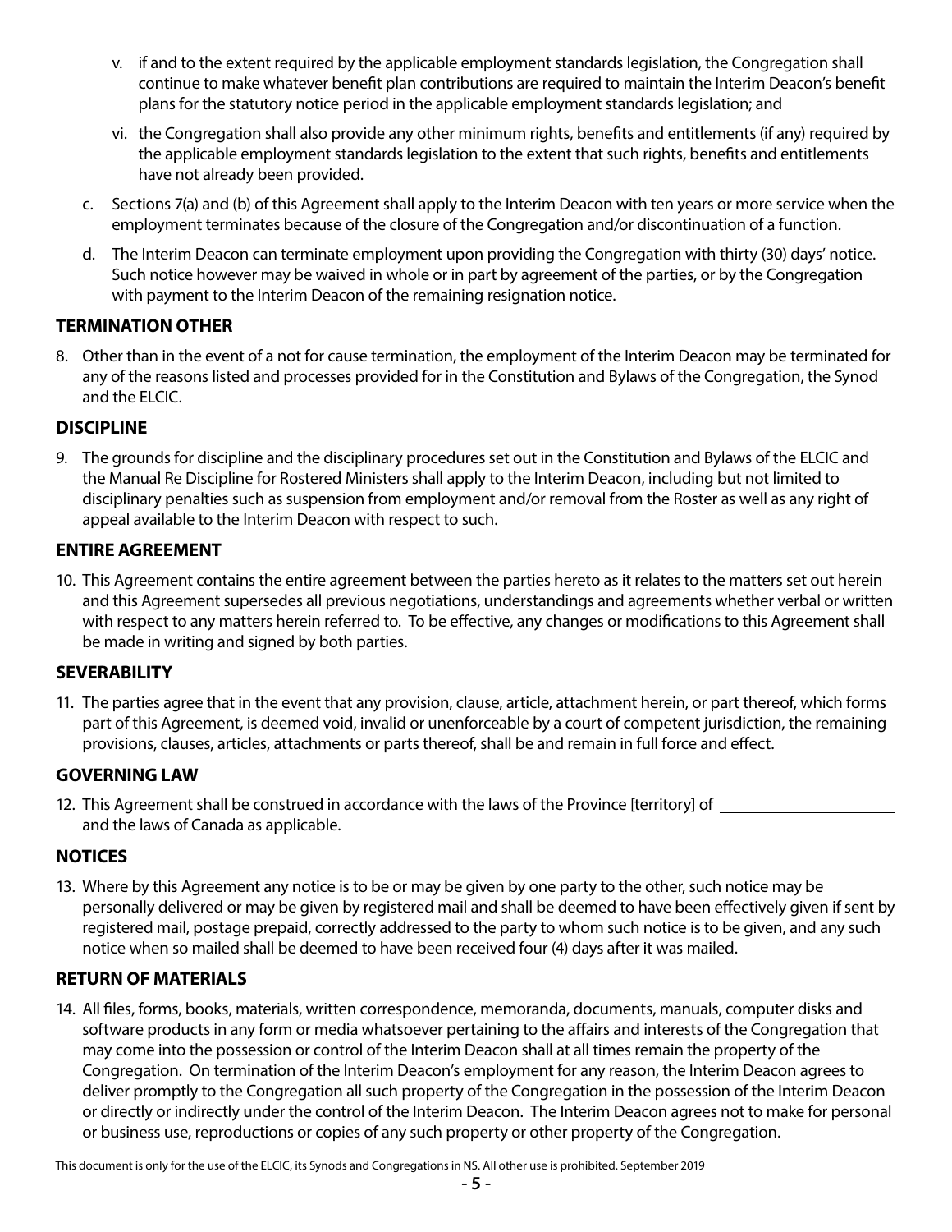v. if and to the extent required by the applicable employment standards legislation, the Congregation shall continue to make whatever benefit plan contributions are required to maintain the Interim Deacon's benefit plans for the statutory notice period in the applicable employment standards legislation; and

vi. the Congregation shall also provide any other minimum rights, benefits and entitlements (if any) required by the applicable employment standards legislation to the extent that such rights, benefits and entitlements have not already been provided.

c. Sections 7(a) and (b) of this Agreement shall apply to the Interim Deacon with ten years or more service when the employment terminates because of the closure of the Congregation and/or discontinuation of a function.

d. The Interim Deacon can terminate employment upon providing the Congregation with thirty (30) days' notice. Such notice however may be waived in whole or in part by agreement of the parties, or by the Congregation with payment to the Interim Deacon of the remaining resignation notice.

## TERMINATION OTHER

8. Other than in the event of a not for cause termination, the employment of the Interim Deacon may be terminated for any of the reasons listed and processes provided for in the Constitution and Bylaws of the Congregation, the Synod and the ELCIC.

## DISCIPLINE

9. The grounds for discipline and the disciplinary procedures set out in the Constitution and Bylaws of the ELCIC and the Manual Re Discipline for Rostered Ministers shall apply to the Interim Deacon, including but not limited to disciplinary penalties such as suspension from employment and/or removal from the Roster as well as any right of appeal available to the Interim Deacon with respect to such.

## ENTIRE AGREEMENT

10. This Agreement contains the entire agreement between the parties hereto as it relates to the matters set out herein and this Agreement supersedes all previous negotiations, understandings and agreements whether verbal or written with respect to any matters herein referred to. To be effective, any changes or modifications to this Agreement shall be made in writing and signed by both parties.

## SEVERABILITY

11. The parties agree that in the event that any provision, clause, article, attachment herein, or part thereof, which forms part of this Agreement, is deemed void, invalid or unenforceable by a court of competent jurisdiction, the remaining provisions, clauses, articles, attachments or parts thereof, shall be and remain in full force and effect.

## GOVERNING LAW

12. This Agreement shall be construed in accordance with the laws of the Province [territory] of \_\_\_\_\_\_\_\_\_\_\_\_\_\_\_\_\_\_\_\_ and the laws of Canada as applicable.

## NOTICES

13. Where by this Agreement any notice is to be or may be given by one party to the other, such notice may be personally delivered or may be given by registered mail and shall be deemed to have been effectively given if sent by registered mail, postage prepaid, correctly addressed to the party to whom such notice is to be given, and any such notice when so mailed shall be deemed to have been received four (4) days after it was mailed.

## RETURN OF MATERIALS

14. All files, forms, books, materials, written correspondence, memoranda, documents, manuals, computer disks and software products in any form or media whatsoever pertaining to the affairs and interests of the Congregation that may come into the possession or control of the Interim Deacon shall at all times remain the property of the Congregation. On termination of the Interim Deacon's employment for any reason, the Interim Deacon agrees to deliver promptly to the Congregation all such property of the Congregation in the possession of the Interim Deacon or directly or indirectly under the control of the Interim Deacon. The Interim Deacon agrees not to make for personal or business use, reproductions or copies of any such property or other property of the Congregation.

This document is only for the use of the ELCIC, its Synods and Congregations in NS. All other use is prohibited. September 2019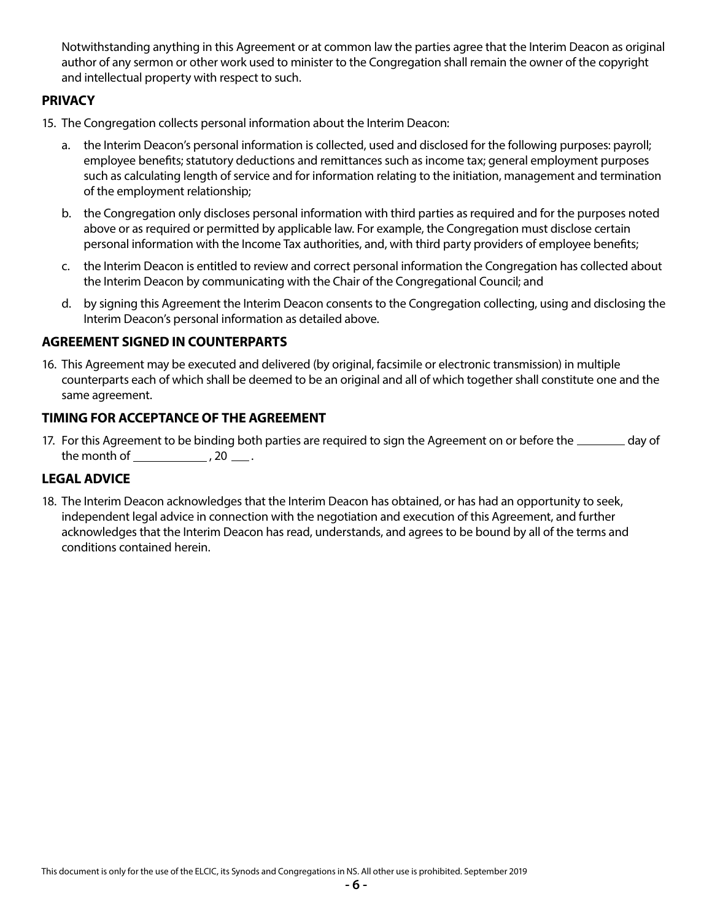Notwithstanding anything in this Agreement or at common law the parties agree that the Interim Deacon as original author of any sermon or other work used to minister to the Congregation shall remain the owner of the copyright and intellectual property with respect to such.

## PRIVACY

15. The Congregation collects personal information about the Interim Deacon:

    a. the Interim Deacon's personal information is collected, used and disclosed for the following purposes: payroll; employee benefits; statutory deductions and remittances such as income tax; general employment purposes such as calculating length of service and for information relating to the initiation, management and termination of the employment relationship;

    b. the Congregation only discloses personal information with third parties as required and for the purposes noted above or as required or permitted by applicable law. For example, the Congregation must disclose certain personal information with the Income Tax authorities, and, with third party providers of employee benefits;

    c. the Interim Deacon is entitled to review and correct personal information the Congregation has collected about the Interim Deacon by communicating with the Chair of the Congregational Council; and

    d. by signing this Agreement the Interim Deacon consents to the Congregation collecting, using and disclosing the Interim Deacon's personal information as detailed above.

## AGREEMENT SIGNED IN COUNTERPARTS

16. This Agreement may be executed and delivered (by original, facsimile or electronic transmission) in multiple counterparts each of which shall be deemed to be an original and all of which together shall constitute one and the same agreement.

## TIMING FOR ACCEPTANCE OF THE AGREEMENT

17. For this Agreement to be binding both parties are required to sign the Agreement on or before the ________ day of the month of ____________ , 20 ___ .

## LEGAL ADVICE

18. The Interim Deacon acknowledges that the Interim Deacon has obtained, or has had an opportunity to seek, independent legal advice in connection with the negotiation and execution of this Agreement, and further acknowledges that the Interim Deacon has read, understands, and agrees to be bound by all of the terms and conditions contained herein.

This document is only for the use of the ELCIC, its Synods and Congregations in NS. All other use is prohibited. September 2019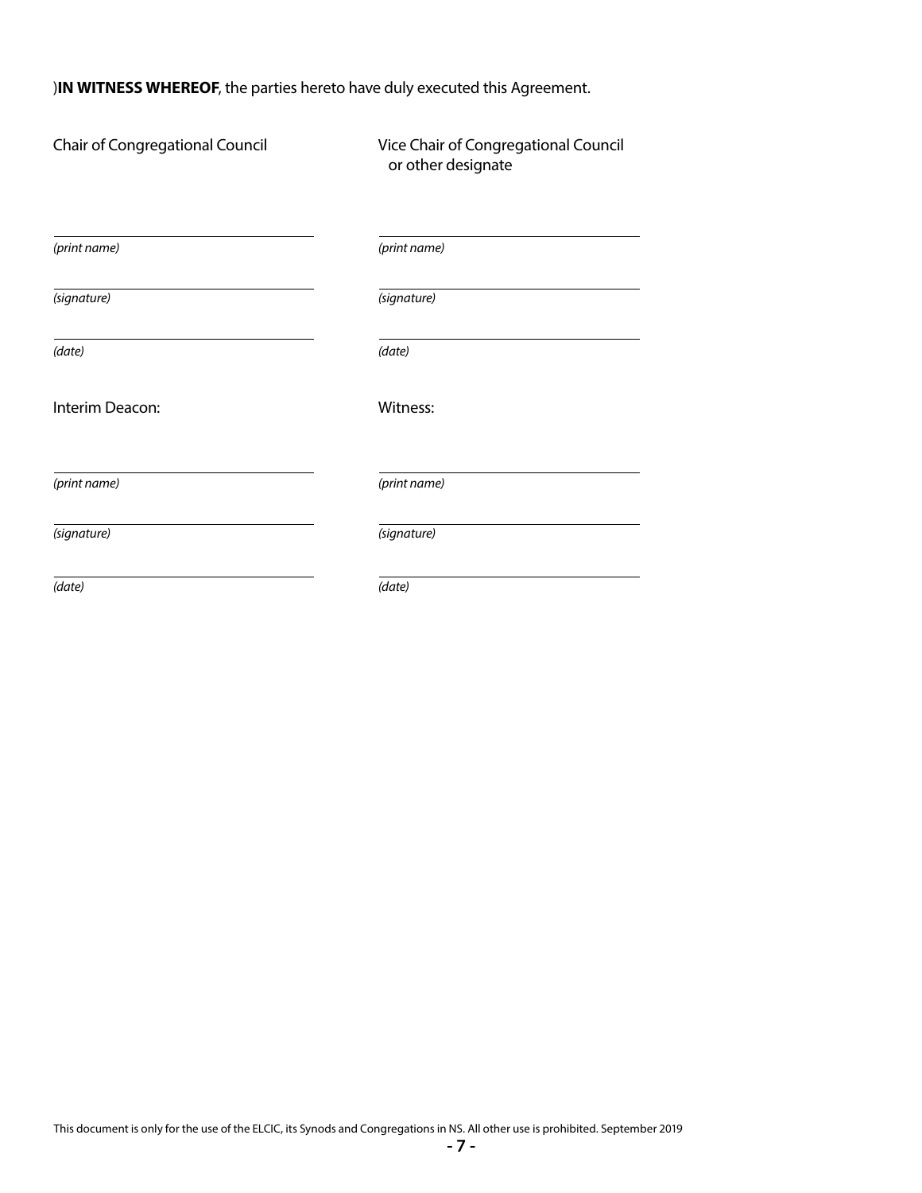)**IN WITNESS WHEREOF**, the parties hereto have duly executed this Agreement.

Chair of Congregational Council

\_\_\_\_\_\_\_\_\_\_\_\_\_\_\_\_\_\_\_\_\_\_\_\_\_\_\_\_\_\_
*(print name)*

\_\_\_\_\_\_\_\_\_\_\_\_\_\_\_\_\_\_\_\_\_\_\_\_\_\_\_\_\_\_
*(signature)*

\_\_\_\_\_\_\_\_\_\_\_\_\_\_\_\_\_\_\_\_\_\_\_\_\_\_\_\_\_\_
*(date)*

Vice Chair of Congregational Council or other designate

\_\_\_\_\_\_\_\_\_\_\_\_\_\_\_\_\_\_\_\_\_\_\_\_\_\_\_\_\_\_
*(print name)*

\_\_\_\_\_\_\_\_\_\_\_\_\_\_\_\_\_\_\_\_\_\_\_\_\_\_\_\_\_\_
*(signature)*

\_\_\_\_\_\_\_\_\_\_\_\_\_\_\_\_\_\_\_\_\_\_\_\_\_\_\_\_\_\_
*(date)*

Interim Deacon:

\_\_\_\_\_\_\_\_\_\_\_\_\_\_\_\_\_\_\_\_\_\_\_\_\_\_\_\_\_\_
*(print name)*

\_\_\_\_\_\_\_\_\_\_\_\_\_\_\_\_\_\_\_\_\_\_\_\_\_\_\_\_\_\_
*(signature)*

\_\_\_\_\_\_\_\_\_\_\_\_\_\_\_\_\_\_\_\_\_\_\_\_\_\_\_\_\_\_
*(date)*

Witness:

\_\_\_\_\_\_\_\_\_\_\_\_\_\_\_\_\_\_\_\_\_\_\_\_\_\_\_\_\_\_
*(print name)*

\_\_\_\_\_\_\_\_\_\_\_\_\_\_\_\_\_\_\_\_\_\_\_\_\_\_\_\_\_\_
*(signature)*

\_\_\_\_\_\_\_\_\_\_\_\_\_\_\_\_\_\_\_\_\_\_\_\_\_\_\_\_\_\_
*(date)*

This document is only for the use of the ELCIC, its Synods and Congregations in NS. All other use is prohibited. September 2019